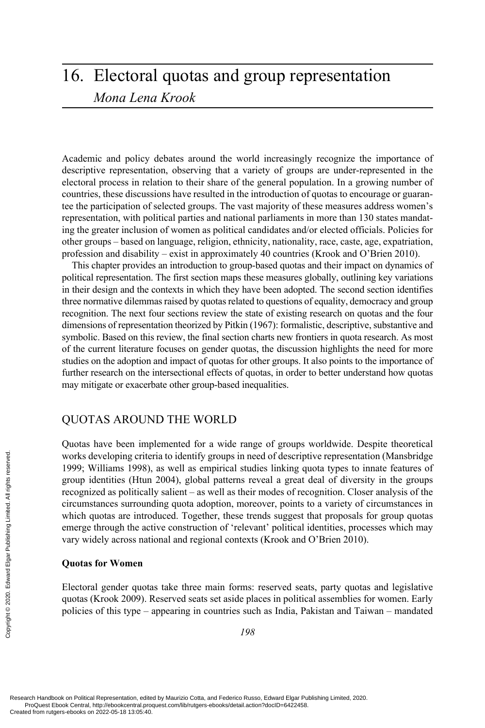# 16. Electoral quotas and group representation

*Mona Lena Krook*

Academic and policy debates around the world increasingly recognize the importance of descriptive representation, observing that a variety of groups are under-represented in the electoral process in relation to their share of the general population. In a growing number of countries, these discussions have resulted in the introduction of quotas to encourage or guarantee the participation of selected groups. The vast majority of these measures address women's representation, with political parties and national parliaments in more than 130 states mandating the greater inclusion of women as political candidates and/or elected officials. Policies for other groups – based on language, religion, ethnicity, nationality, race, caste, age, expatriation, profession and disability – exist in approximately 40 countries (Krook and O'Brien 2010).

This chapter provides an introduction to group-based quotas and their impact on dynamics of political representation. The first section maps these measures globally, outlining key variations in their design and the contexts in which they have been adopted. The second section identifies three normative dilemmas raised by quotas related to questions of equality, democracy and group recognition. The next four sections review the state of existing research on quotas and the four dimensions of representation theorized by Pitkin (1967): formalistic, descriptive, substantive and symbolic. Based on this review, the final section charts new frontiers in quota research. As most of the current literature focuses on gender quotas, the discussion highlights the need for more studies on the adoption and impact of quotas for other groups. It also points to the importance of further research on the intersectional effects of quotas, in order to better understand how quotas may mitigate or exacerbate other group-based inequalities.

## QUOTAS AROUND THE WORLD

Quotas have been implemented for a wide range of groups worldwide. Despite theoretical works developing criteria to identify groups in need of descriptive representation (Mansbridge 1999; Williams 1998), as well as empirical studies linking quota types to innate features of group identities (Htun 2004), global patterns reveal a great deal of diversity in the groups recognized as politically salient – as well as their modes of recognition. Closer analysis of the circumstances surrounding quota adoption, moreover, points to a variety of circumstances in which quotas are introduced. Together, these trends suggest that proposals for group quotas emerge through the active construction of 'relevant' political identities, processes which may vary widely across national and regional contexts (Krook and O'Brien 2010).

### Quotas for Women

Electoral gender quotas take three main forms: reserved seats, party quotas and legislative quotas (Krook 2009). Reserved seats set aside places in political assemblies for women. Early policies of this type – appearing in countries such as India, Pakistan and Taiwan – mandated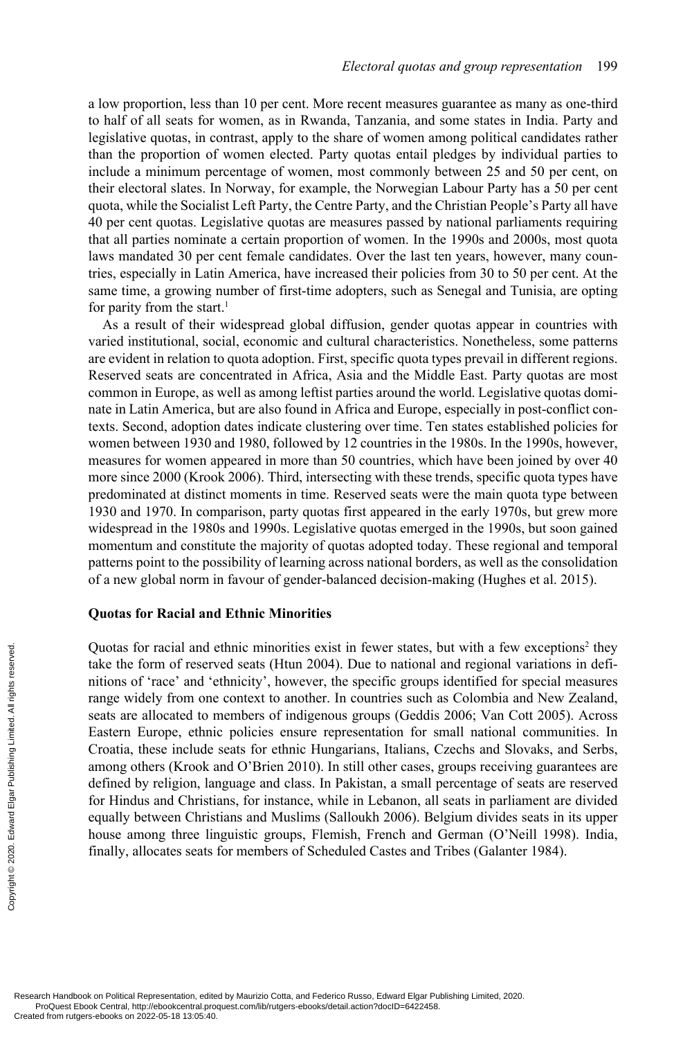a low proportion, less than 10 per cent. More recent measures guarantee as many as one-third to half of all seats for women, as in Rwanda, Tanzania, and some states in India. Party and legislative quotas, in contrast, apply to the share of women among political candidates rather than the proportion of women elected. Party quotas entail pledges by individual parties to include a minimum percentage of women, most commonly between 25 and 50 per cent, on their electoral slates. In Norway, for example, the Norwegian Labour Party has a 50 per cent quota, while the Socialist Left Party, the Centre Party, and the Christian People's Party all have 40 per cent quotas. Legislative quotas are measures passed by national parliaments requiring that all parties nominate a certain proportion of women. In the 1990s and 2000s, most quota laws mandated 30 per cent female candidates. Over the last ten years, however, many countries, especially in Latin America, have increased their policies from 30 to 50 per cent. At the same time, a growing number of first-time adopters, such as Senegal and Tunisia, are opting for parity from the start.[1]

As a result of their widespread global diffusion, gender quotas appear in countries with varied institutional, social, economic and cultural characteristics. Nonetheless, some patterns are evident in relation to quota adoption. First, specific quota types prevail in different regions. Reserved seats are concentrated in Africa, Asia and the Middle East. Party quotas are most common in Europe, as well as among leftist parties around the world. Legislative quotas dominate in Latin America, but are also found in Africa and Europe, especially in post-conflict contexts. Second, adoption dates indicate clustering over time. Ten states established policies for women between 1930 and 1980, followed by 12 countries in the 1980s. In the 1990s, however, measures for women appeared in more than 50 countries, which have been joined by over 40 more since 2000 (Krook 2006). Third, intersecting with these trends, specific quota types have predominated at distinct moments in time. Reserved seats were the main quota type between 1930 and 1970. In comparison, party quotas first appeared in the early 1970s, but grew more widespread in the 1980s and 1990s. Legislative quotas emerged in the 1990s, but soon gained momentum and constitute the majority of quotas adopted today. These regional and temporal patterns point to the possibility of learning across national borders, as well as the consolidation of a new global norm in favour of gender-balanced decision-making (Hughes et al. 2015).

### Quotas for Racial and Ethnic Minorities

Quotas for racial and ethnic minorities exist in fewer states, but with a few exceptions[2] they take the form of reserved seats (Htun 2004). Due to national and regional variations in definitions of 'race' and 'ethnicity', however, the specific groups identified for special measures range widely from one context to another. In countries such as Colombia and New Zealand, seats are allocated to members of indigenous groups (Geddis 2006; Van Cott 2005). Across Eastern Europe, ethnic policies ensure representation for small national communities. In Croatia, these include seats for ethnic Hungarians, Italians, Czechs and Slovaks, and Serbs, among others (Krook and O'Brien 2010). In still other cases, groups receiving guarantees are defined by religion, language and class. In Pakistan, a small percentage of seats are reserved for Hindus and Christians, for instance, while in Lebanon, all seats in parliament are divided equally between Christians and Muslims (Salloukh 2006). Belgium divides seats in its upper house among three linguistic groups, Flemish, French and German (O'Neill 1998). India, finally, allocates seats for members of Scheduled Castes and Tribes (Galanter 1984).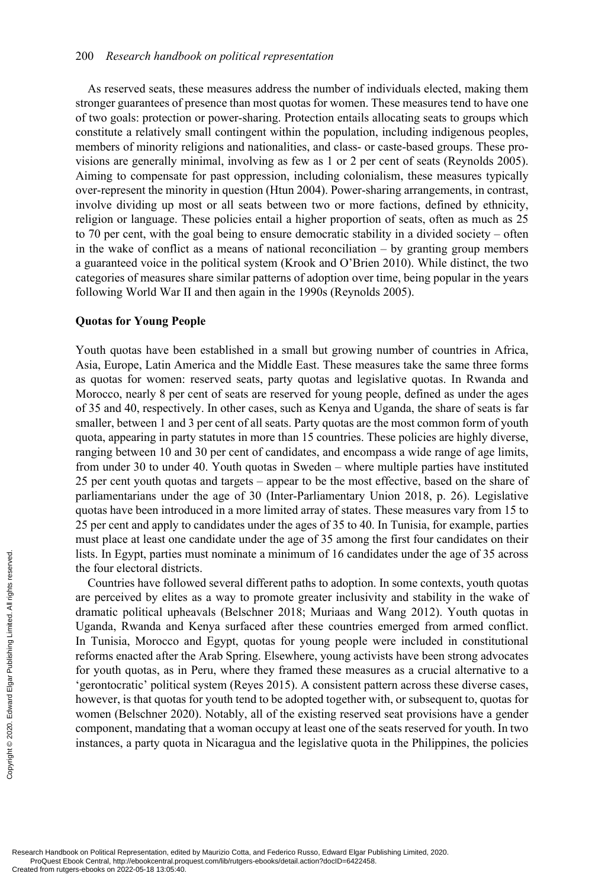As reserved seats, these measures address the number of individuals elected, making them stronger guarantees of presence than most quotas for women. These measures tend to have one of two goals: protection or power-sharing. Protection entails allocating seats to groups which constitute a relatively small contingent within the population, including indigenous peoples, members of minority religions and nationalities, and class- or caste-based groups. These provisions are generally minimal, involving as few as 1 or 2 per cent of seats (Reynolds 2005). Aiming to compensate for past oppression, including colonialism, these measures typically over-represent the minority in question (Htun 2004). Power-sharing arrangements, in contrast, involve dividing up most or all seats between two or more factions, defined by ethnicity, religion or language. These policies entail a higher proportion of seats, often as much as 25 to 70 per cent, with the goal being to ensure democratic stability in a divided society – often in the wake of conflict as a means of national reconciliation – by granting group members a guaranteed voice in the political system (Krook and O'Brien 2010). While distinct, the two categories of measures share similar patterns of adoption over time, being popular in the years following World War II and then again in the 1990s (Reynolds 2005).

**Quotas for Young People**

Youth quotas have been established in a small but growing number of countries in Africa, Asia, Europe, Latin America and the Middle East. These measures take the same three forms as quotas for women: reserved seats, party quotas and legislative quotas. In Rwanda and Morocco, nearly 8 per cent of seats are reserved for young people, defined as under the ages of 35 and 40, respectively. In other cases, such as Kenya and Uganda, the share of seats is far smaller, between 1 and 3 per cent of all seats. Party quotas are the most common form of youth quota, appearing in party statutes in more than 15 countries. These policies are highly diverse, ranging between 10 and 30 per cent of candidates, and encompass a wide range of age limits, from under 30 to under 40. Youth quotas in Sweden – where multiple parties have instituted 25 per cent youth quotas and targets – appear to be the most effective, based on the share of parliamentarians under the age of 30 (Inter-Parliamentary Union 2018, p. 26). Legislative quotas have been introduced in a more limited array of states. These measures vary from 15 to 25 per cent and apply to candidates under the ages of 35 to 40. In Tunisia, for example, parties must place at least one candidate under the age of 35 among the first four candidates on their lists. In Egypt, parties must nominate a minimum of 16 candidates under the age of 35 across the four electoral districts.

Countries have followed several different paths to adoption. In some contexts, youth quotas are perceived by elites as a way to promote greater inclusivity and stability in the wake of dramatic political upheavals (Belschner 2018; Muriaas and Wang 2012). Youth quotas in Uganda, Rwanda and Kenya surfaced after these countries emerged from armed conflict. In Tunisia, Morocco and Egypt, quotas for young people were included in constitutional reforms enacted after the Arab Spring. Elsewhere, young activists have been strong advocates for youth quotas, as in Peru, where they framed these measures as a crucial alternative to a 'gerontocratic' political system (Reyes 2015). A consistent pattern across these diverse cases, however, is that quotas for youth tend to be adopted together with, or subsequent to, quotas for women (Belschner 2020). Notably, all of the existing reserved seat provisions have a gender component, mandating that a woman occupy at least one of the seats reserved for youth. In two instances, a party quota in Nicaragua and the legislative quota in the Philippines, the policies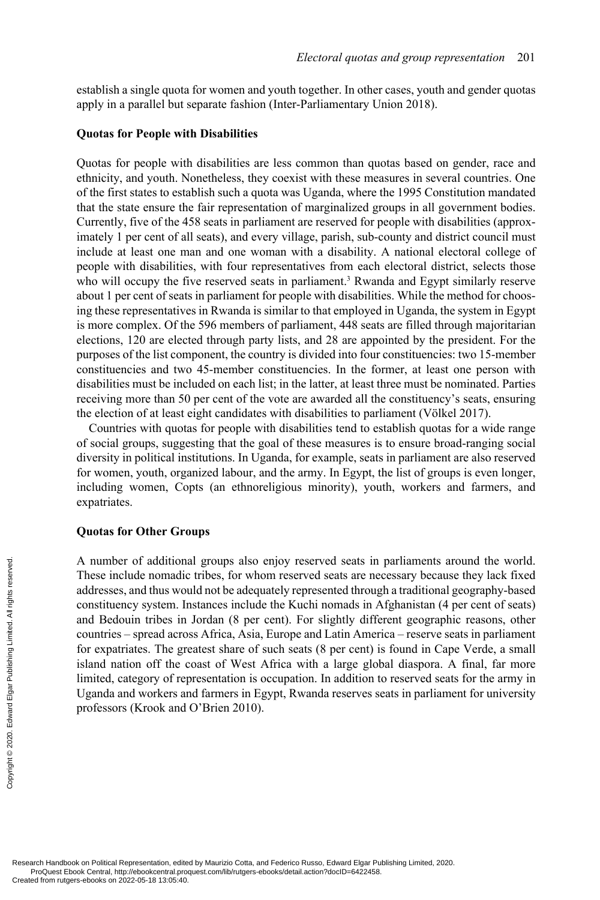establish a single quota for women and youth together. In other cases, youth and gender quotas apply in a parallel but separate fashion (Inter-Parliamentary Union 2018).

### Quotas for People with Disabilities

Quotas for people with disabilities are less common than quotas based on gender, race and ethnicity, and youth. Nonetheless, they coexist with these measures in several countries. One of the first states to establish such a quota was Uganda, where the 1995 Constitution mandated that the state ensure the fair representation of marginalized groups in all government bodies. Currently, five of the 458 seats in parliament are reserved for people with disabilities (approximately 1 per cent of all seats), and every village, parish, sub-county and district council must include at least one man and one woman with a disability. A national electoral college of people with disabilities, with four representatives from each electoral district, selects those who will occupy the five reserved seats in parliament.[3] Rwanda and Egypt similarly reserve about 1 per cent of seats in parliament for people with disabilities. While the method for choosing these representatives in Rwanda is similar to that employed in Uganda, the system in Egypt is more complex. Of the 596 members of parliament, 448 seats are filled through majoritarian elections, 120 are elected through party lists, and 28 are appointed by the president. For the purposes of the list component, the country is divided into four constituencies: two 15-member constituencies and two 45-member constituencies. In the former, at least one person with disabilities must be included on each list; in the latter, at least three must be nominated. Parties receiving more than 50 per cent of the vote are awarded all the constituency's seats, ensuring the election of at least eight candidates with disabilities to parliament (Völkel 2017).

Countries with quotas for people with disabilities tend to establish quotas for a wide range of social groups, suggesting that the goal of these measures is to ensure broad-ranging social diversity in political institutions. In Uganda, for example, seats in parliament are also reserved for women, youth, organized labour, and the army. In Egypt, the list of groups is even longer, including women, Copts (an ethnoreligious minority), youth, workers and farmers, and expatriates.

### Quotas for Other Groups

A number of additional groups also enjoy reserved seats in parliaments around the world. These include nomadic tribes, for whom reserved seats are necessary because they lack fixed addresses, and thus would not be adequately represented through a traditional geography-based constituency system. Instances include the Kuchi nomads in Afghanistan (4 per cent of seats) and Bedouin tribes in Jordan (8 per cent). For slightly different geographic reasons, other countries – spread across Africa, Asia, Europe and Latin America – reserve seats in parliament for expatriates. The greatest share of such seats (8 per cent) is found in Cape Verde, a small island nation off the coast of West Africa with a large global diaspora. A final, far more limited, category of representation is occupation. In addition to reserved seats for the army in Uganda and workers and farmers in Egypt, Rwanda reserves seats in parliament for university professors (Krook and O'Brien 2010).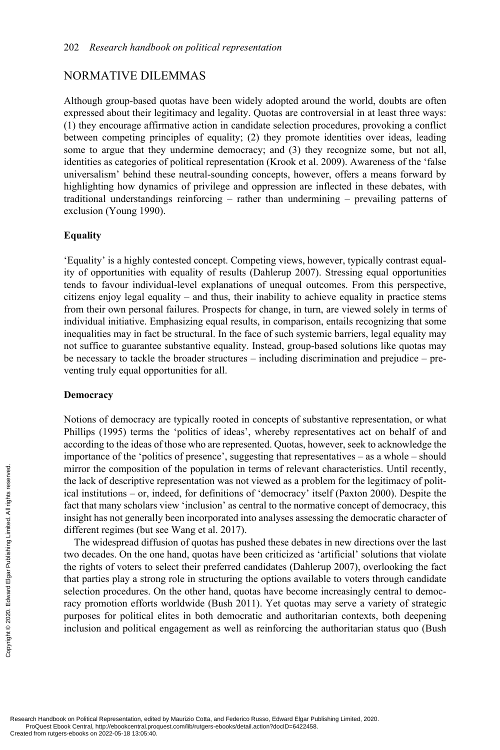## NORMATIVE DILEMMAS

Although group-based quotas have been widely adopted around the world, doubts are often expressed about their legitimacy and legality. Quotas are controversial in at least three ways: (1) they encourage affirmative action in candidate selection procedures, provoking a conflict between competing principles of equality; (2) they promote identities over ideas, leading some to argue that they undermine democracy; and (3) they recognize some, but not all, identities as categories of political representation (Krook et al. 2009). Awareness of the 'false universalism' behind these neutral-sounding concepts, however, offers a means forward by highlighting how dynamics of privilege and oppression are inflected in these debates, with traditional understandings reinforcing – rather than undermining – prevailing patterns of exclusion (Young 1990).

### Equality

'Equality' is a highly contested concept. Competing views, however, typically contrast equality of opportunities with equality of results (Dahlerup 2007). Stressing equal opportunities tends to favour individual-level explanations of unequal outcomes. From this perspective, citizens enjoy legal equality – and thus, their inability to achieve equality in practice stems from their own personal failures. Prospects for change, in turn, are viewed solely in terms of individual initiative. Emphasizing equal results, in comparison, entails recognizing that some inequalities may in fact be structural. In the face of such systemic barriers, legal equality may not suffice to guarantee substantive equality. Instead, group-based solutions like quotas may be necessary to tackle the broader structures – including discrimination and prejudice – preventing truly equal opportunities for all.

### Democracy

Notions of democracy are typically rooted in concepts of substantive representation, or what Phillips (1995) terms the 'politics of ideas', whereby representatives act on behalf of and according to the ideas of those who are represented. Quotas, however, seek to acknowledge the importance of the 'politics of presence', suggesting that representatives – as a whole – should mirror the composition of the population in terms of relevant characteristics. Until recently, the lack of descriptive representation was not viewed as a problem for the legitimacy of political institutions – or, indeed, for definitions of 'democracy' itself (Paxton 2000). Despite the fact that many scholars view 'inclusion' as central to the normative concept of democracy, this insight has not generally been incorporated into analyses assessing the democratic character of different regimes (but see Wang et al. 2017).

The widespread diffusion of quotas has pushed these debates in new directions over the last two decades. On the one hand, quotas have been criticized as 'artificial' solutions that violate the rights of voters to select their preferred candidates (Dahlerup 2007), overlooking the fact that parties play a strong role in structuring the options available to voters through candidate selection procedures. On the other hand, quotas have become increasingly central to democracy promotion efforts worldwide (Bush 2011). Yet quotas may serve a variety of strategic purposes for political elites in both democratic and authoritarian contexts, both deepening inclusion and political engagement as well as reinforcing the authoritarian status quo (Bush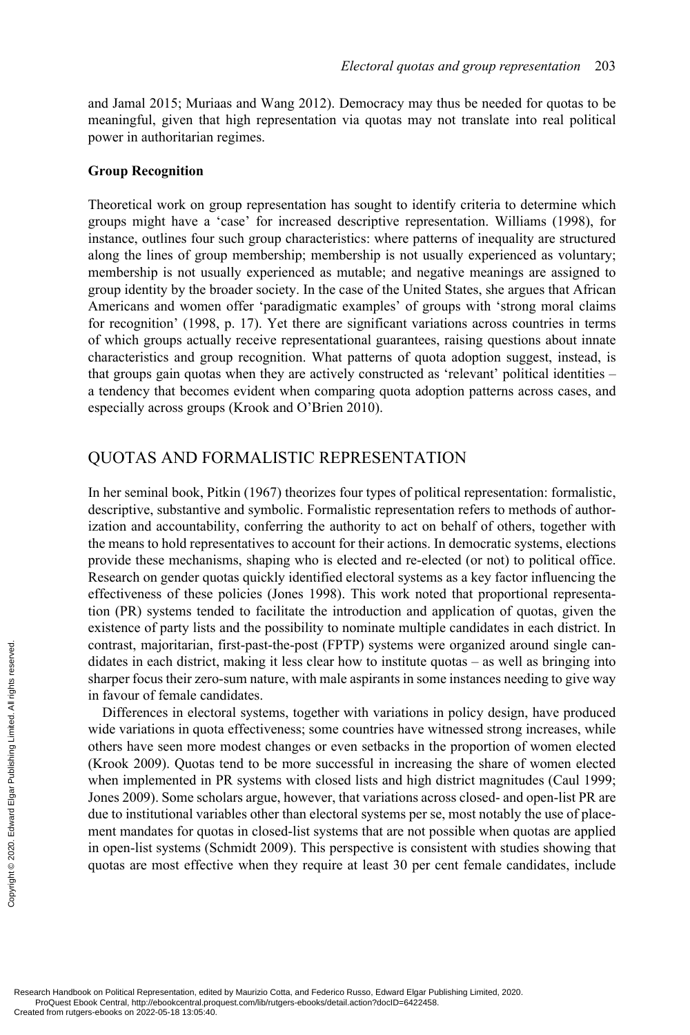and Jamal 2015; Muriaas and Wang 2012). Democracy may thus be needed for quotas to be meaningful, given that high representation via quotas may not translate into real political power in authoritarian regimes.

**Group Recognition**

Theoretical work on group representation has sought to identify criteria to determine which groups might have a 'case' for increased descriptive representation. Williams (1998), for instance, outlines four such group characteristics: where patterns of inequality are structured along the lines of group membership; membership is not usually experienced as voluntary; membership is not usually experienced as mutable; and negative meanings are assigned to group identity by the broader society. In the case of the United States, she argues that African Americans and women offer 'paradigmatic examples' of groups with 'strong moral claims for recognition' (1998, p. 17). Yet there are significant variations across countries in terms of which groups actually receive representational guarantees, raising questions about innate characteristics and group recognition. What patterns of quota adoption suggest, instead, is that groups gain quotas when they are actively constructed as 'relevant' political identities – a tendency that becomes evident when comparing quota adoption patterns across cases, and especially across groups (Krook and O'Brien 2010).

## QUOTAS AND FORMALISTIC REPRESENTATION

In her seminal book, Pitkin (1967) theorizes four types of political representation: formalistic, descriptive, substantive and symbolic. Formalistic representation refers to methods of authorization and accountability, conferring the authority to act on behalf of others, together with the means to hold representatives to account for their actions. In democratic systems, elections provide these mechanisms, shaping who is elected and re-elected (or not) to political office. Research on gender quotas quickly identified electoral systems as a key factor influencing the effectiveness of these policies (Jones 1998). This work noted that proportional representation (PR) systems tended to facilitate the introduction and application of quotas, given the existence of party lists and the possibility to nominate multiple candidates in each district. In contrast, majoritarian, first-past-the-post (FPTP) systems were organized around single candidates in each district, making it less clear how to institute quotas – as well as bringing into sharper focus their zero-sum nature, with male aspirants in some instances needing to give way in favour of female candidates.

Differences in electoral systems, together with variations in policy design, have produced wide variations in quota effectiveness; some countries have witnessed strong increases, while others have seen more modest changes or even setbacks in the proportion of women elected (Krook 2009). Quotas tend to be more successful in increasing the share of women elected when implemented in PR systems with closed lists and high district magnitudes (Caul 1999; Jones 2009). Some scholars argue, however, that variations across closed- and open-list PR are due to institutional variables other than electoral systems per se, most notably the use of placement mandates for quotas in closed-list systems that are not possible when quotas are applied in open-list systems (Schmidt 2009). This perspective is consistent with studies showing that quotas are most effective when they require at least 30 per cent female candidates, include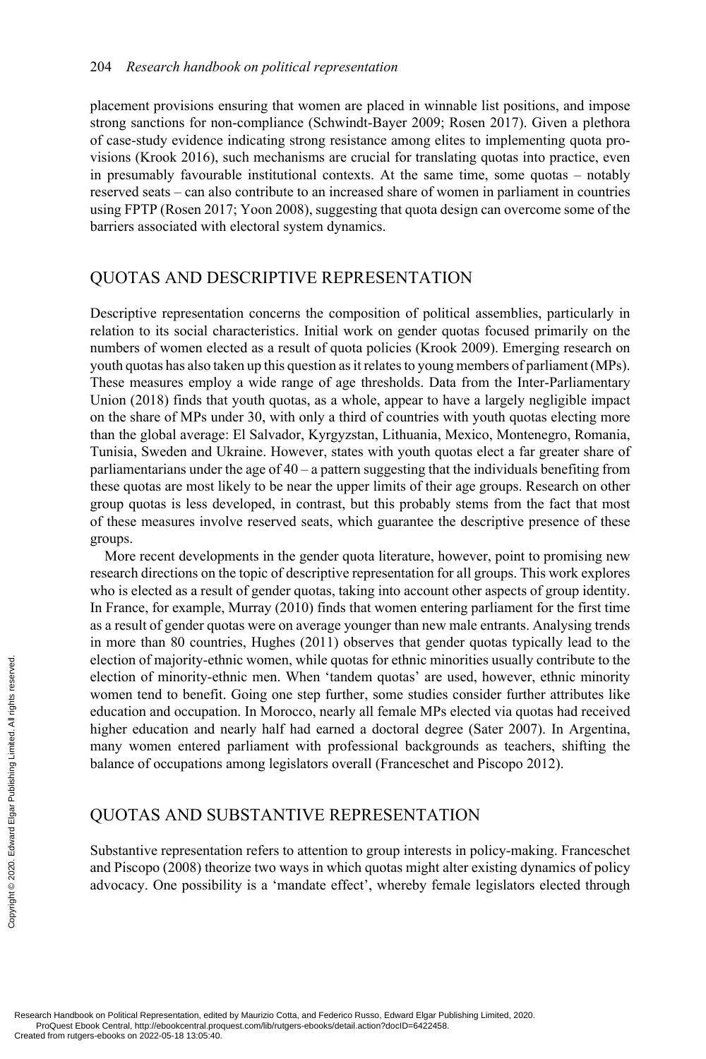placement provisions ensuring that women are placed in winnable list positions, and impose strong sanctions for non-compliance (Schwindt-Bayer 2009; Rosen 2017). Given a plethora of case-study evidence indicating strong resistance among elites to implementing quota provisions (Krook 2016), such mechanisms are crucial for translating quotas into practice, even in presumably favourable institutional contexts. At the same time, some quotas – notably reserved seats – can also contribute to an increased share of women in parliament in countries using FPTP (Rosen 2017; Yoon 2008), suggesting that quota design can overcome some of the barriers associated with electoral system dynamics.

## QUOTAS AND DESCRIPTIVE REPRESENTATION

Descriptive representation concerns the composition of political assemblies, particularly in relation to its social characteristics. Initial work on gender quotas focused primarily on the numbers of women elected as a result of quota policies (Krook 2009). Emerging research on youth quotas has also taken up this question as it relates to young members of parliament (MPs). These measures employ a wide range of age thresholds. Data from the Inter-Parliamentary Union (2018) finds that youth quotas, as a whole, appear to have a largely negligible impact on the share of MPs under 30, with only a third of countries with youth quotas electing more than the global average: El Salvador, Kyrgyzstan, Lithuania, Mexico, Montenegro, Romania, Tunisia, Sweden and Ukraine. However, states with youth quotas elect a far greater share of parliamentarians under the age of 40 – a pattern suggesting that the individuals benefiting from these quotas are most likely to be near the upper limits of their age groups. Research on other group quotas is less developed, in contrast, but this probably stems from the fact that most of these measures involve reserved seats, which guarantee the descriptive presence of these groups.

More recent developments in the gender quota literature, however, point to promising new research directions on the topic of descriptive representation for all groups. This work explores who is elected as a result of gender quotas, taking into account other aspects of group identity. In France, for example, Murray (2010) finds that women entering parliament for the first time as a result of gender quotas were on average younger than new male entrants. Analysing trends in more than 80 countries, Hughes (2011) observes that gender quotas typically lead to the election of majority-ethnic women, while quotas for ethnic minorities usually contribute to the election of minority-ethnic men. When 'tandem quotas' are used, however, ethnic minority women tend to benefit. Going one step further, some studies consider further attributes like education and occupation. In Morocco, nearly all female MPs elected via quotas had received higher education and nearly half had earned a doctoral degree (Sater 2007). In Argentina, many women entered parliament with professional backgrounds as teachers, shifting the balance of occupations among legislators overall (Franceschet and Piscopo 2012).

## QUOTAS AND SUBSTANTIVE REPRESENTATION

Substantive representation refers to attention to group interests in policy-making. Franceschet and Piscopo (2008) theorize two ways in which quotas might alter existing dynamics of policy advocacy. One possibility is a 'mandate effect', whereby female legislators elected through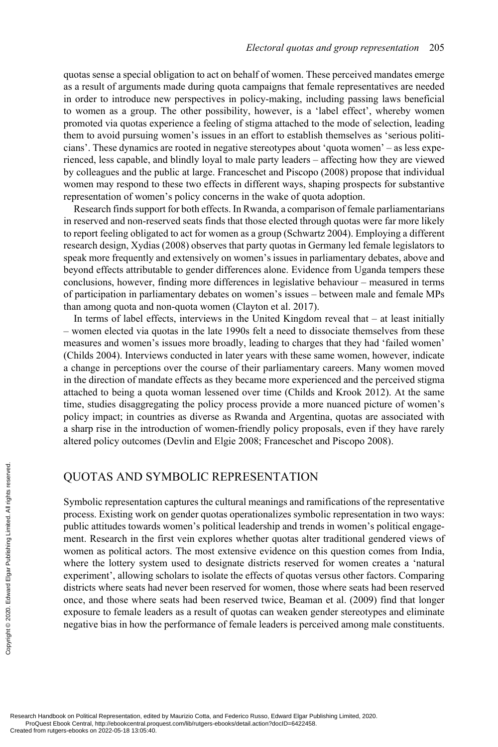quotas sense a special obligation to act on behalf of women. These perceived mandates emerge as a result of arguments made during quota campaigns that female representatives are needed in order to introduce new perspectives in policy-making, including passing laws beneficial to women as a group. The other possibility, however, is a 'label effect', whereby women promoted via quotas experience a feeling of stigma attached to the mode of selection, leading them to avoid pursuing women's issues in an effort to establish themselves as 'serious politicians'. These dynamics are rooted in negative stereotypes about 'quota women' – as less experienced, less capable, and blindly loyal to male party leaders – affecting how they are viewed by colleagues and the public at large. Franceschet and Piscopo (2008) propose that individual women may respond to these two effects in different ways, shaping prospects for substantive representation of women's policy concerns in the wake of quota adoption.

Research finds support for both effects. In Rwanda, a comparison of female parliamentarians in reserved and non-reserved seats finds that those elected through quotas were far more likely to report feeling obligated to act for women as a group (Schwartz 2004). Employing a different research design, Xydias (2008) observes that party quotas in Germany led female legislators to speak more frequently and extensively on women's issues in parliamentary debates, above and beyond effects attributable to gender differences alone. Evidence from Uganda tempers these conclusions, however, finding more differences in legislative behaviour – measured in terms of participation in parliamentary debates on women's issues – between male and female MPs than among quota and non-quota women (Clayton et al. 2017).

In terms of label effects, interviews in the United Kingdom reveal that – at least initially – women elected via quotas in the late 1990s felt a need to dissociate themselves from these measures and women's issues more broadly, leading to charges that they had 'failed women' (Childs 2004). Interviews conducted in later years with these same women, however, indicate a change in perceptions over the course of their parliamentary careers. Many women moved in the direction of mandate effects as they became more experienced and the perceived stigma attached to being a quota woman lessened over time (Childs and Krook 2012). At the same time, studies disaggregating the policy process provide a more nuanced picture of women's policy impact; in countries as diverse as Rwanda and Argentina, quotas are associated with a sharp rise in the introduction of women-friendly policy proposals, even if they have rarely altered policy outcomes (Devlin and Elgie 2008; Franceschet and Piscopo 2008).

## QUOTAS AND SYMBOLIC REPRESENTATION

Symbolic representation captures the cultural meanings and ramifications of the representative process. Existing work on gender quotas operationalizes symbolic representation in two ways: public attitudes towards women's political leadership and trends in women's political engagement. Research in the first vein explores whether quotas alter traditional gendered views of women as political actors. The most extensive evidence on this question comes from India, where the lottery system used to designate districts reserved for women creates a 'natural experiment', allowing scholars to isolate the effects of quotas versus other factors. Comparing districts where seats had never been reserved for women, those where seats had been reserved once, and those where seats had been reserved twice, Beaman et al. (2009) find that longer exposure to female leaders as a result of quotas can weaken gender stereotypes and eliminate negative bias in how the performance of female leaders is perceived among male constituents.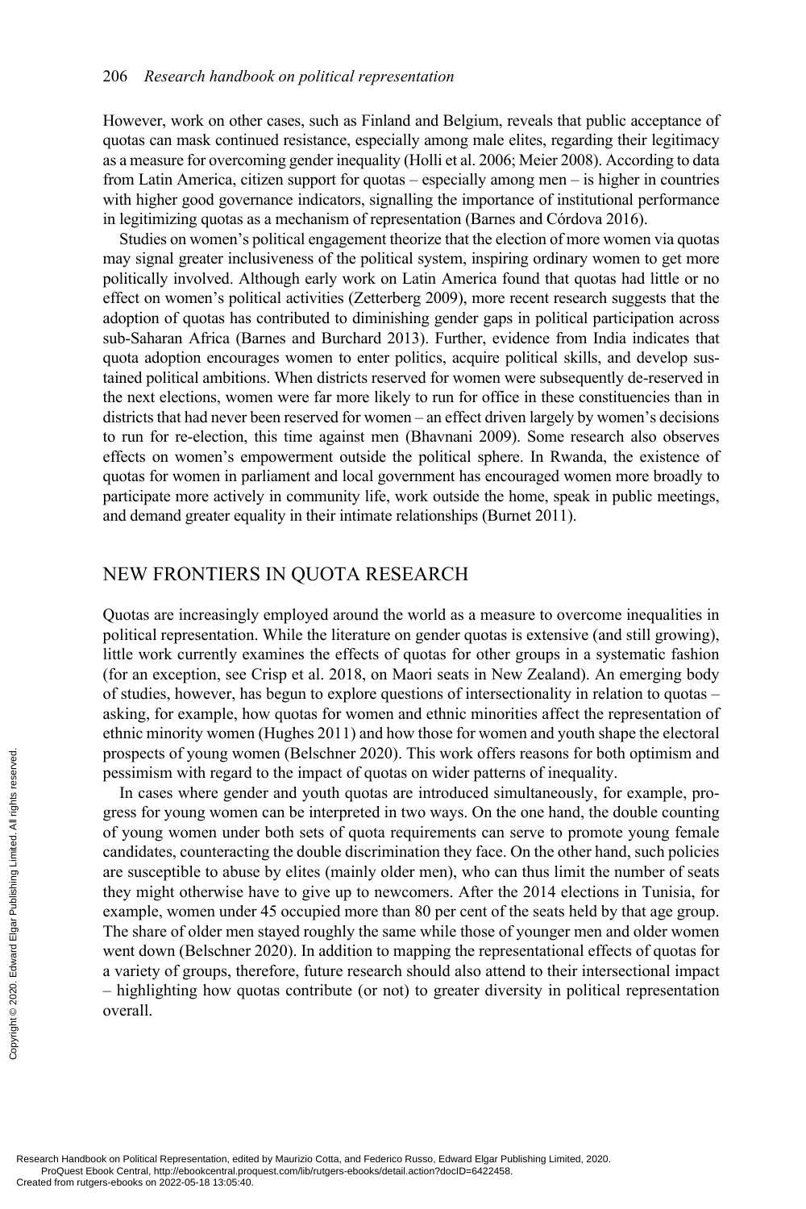However, work on other cases, such as Finland and Belgium, reveals that public acceptance of quotas can mask continued resistance, especially among male elites, regarding their legitimacy as a measure for overcoming gender inequality (Holli et al. 2006; Meier 2008). According to data from Latin America, citizen support for quotas – especially among men – is higher in countries with higher good governance indicators, signalling the importance of institutional performance in legitimizing quotas as a mechanism of representation (Barnes and Córdova 2016).

Studies on women's political engagement theorize that the election of more women via quotas may signal greater inclusiveness of the political system, inspiring ordinary women to get more politically involved. Although early work on Latin America found that quotas had little or no effect on women's political activities (Zetterberg 2009), more recent research suggests that the adoption of quotas has contributed to diminishing gender gaps in political participation across sub-Saharan Africa (Barnes and Burchard 2013). Further, evidence from India indicates that quota adoption encourages women to enter politics, acquire political skills, and develop sustained political ambitions. When districts reserved for women were subsequently de-reserved in the next elections, women were far more likely to run for office in these constituencies than in districts that had never been reserved for women – an effect driven largely by women's decisions to run for re-election, this time against men (Bhavnani 2009). Some research also observes effects on women's empowerment outside the political sphere. In Rwanda, the existence of quotas for women in parliament and local government has encouraged women more broadly to participate more actively in community life, work outside the home, speak in public meetings, and demand greater equality in their intimate relationships (Burnet 2011).

## NEW FRONTIERS IN QUOTA RESEARCH

Quotas are increasingly employed around the world as a measure to overcome inequalities in political representation. While the literature on gender quotas is extensive (and still growing), little work currently examines the effects of quotas for other groups in a systematic fashion (for an exception, see Crisp et al. 2018, on Maori seats in New Zealand). An emerging body of studies, however, has begun to explore questions of intersectionality in relation to quotas – asking, for example, how quotas for women and ethnic minorities affect the representation of ethnic minority women (Hughes 2011) and how those for women and youth shape the electoral prospects of young women (Belschner 2020). This work offers reasons for both optimism and pessimism with regard to the impact of quotas on wider patterns of inequality.

In cases where gender and youth quotas are introduced simultaneously, for example, progress for young women can be interpreted in two ways. On the one hand, the double counting of young women under both sets of quota requirements can serve to promote young female candidates, counteracting the double discrimination they face. On the other hand, such policies are susceptible to abuse by elites (mainly older men), who can thus limit the number of seats they might otherwise have to give up to newcomers. After the 2014 elections in Tunisia, for example, women under 45 occupied more than 80 per cent of the seats held by that age group. The share of older men stayed roughly the same while those of younger men and older women went down (Belschner 2020). In addition to mapping the representational effects of quotas for a variety of groups, therefore, future research should also attend to their intersectional impact – highlighting how quotas contribute (or not) to greater diversity in political representation overall.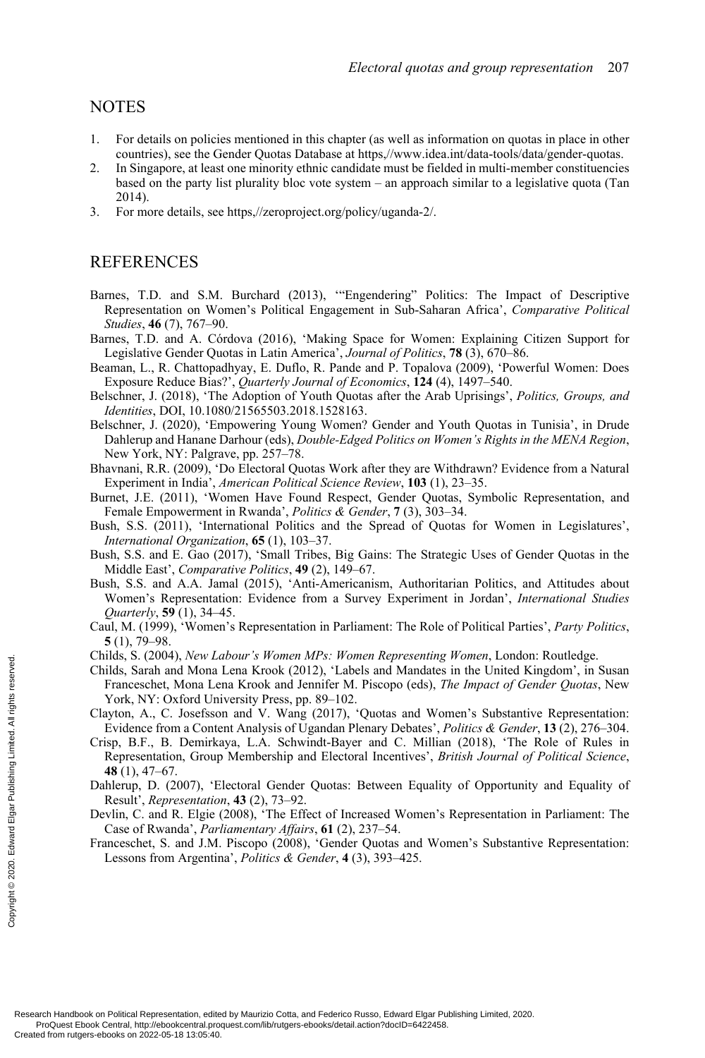## NOTES

1. For details on policies mentioned in this chapter (as well as information on quotas in place in other countries), see the Gender Quotas Database at https,//www.idea.int/data-tools/data/gender-quotas.
2. In Singapore, at least one minority ethnic candidate must be fielded in multi-member constituencies based on the party list plurality bloc vote system – an approach similar to a legislative quota (Tan 2014).
3. For more details, see https,//zeroproject.org/policy/uganda-2/.

## REFERENCES

Barnes, T.D. and S.M. Burchard (2013), '"Engendering" Politics: The Impact of Descriptive Representation on Women's Political Engagement in Sub-Saharan Africa', *Comparative Political Studies*, **46** (7), 767–90.

Barnes, T.D. and A. Córdova (2016), 'Making Space for Women: Explaining Citizen Support for Legislative Gender Quotas in Latin America', *Journal of Politics*, **78** (3), 670–86.

Beaman, L., R. Chattopadhyay, E. Duflo, R. Pande and P. Topalova (2009), 'Powerful Women: Does Exposure Reduce Bias?', *Quarterly Journal of Economics*, **124** (4), 1497–540.

Belschner, J. (2018), 'The Adoption of Youth Quotas after the Arab Uprisings', *Politics, Groups, and Identities*, DOI, 10.1080/21565503.2018.1528163.

Belschner, J. (2020), 'Empowering Young Women? Gender and Youth Quotas in Tunisia', in Drude Dahlerup and Hanane Darhour (eds), *Double-Edged Politics on Women's Rights in the MENA Region*, New York, NY: Palgrave, pp. 257–78.

Bhavnani, R.R. (2009), 'Do Electoral Quotas Work after they are Withdrawn? Evidence from a Natural Experiment in India', *American Political Science Review*, **103** (1), 23–35.

Burnet, J.E. (2011), 'Women Have Found Respect, Gender Quotas, Symbolic Representation, and Female Empowerment in Rwanda', *Politics & Gender*, **7** (3), 303–34.

Bush, S.S. (2011), 'International Politics and the Spread of Quotas for Women in Legislatures', *International Organization*, **65** (1), 103–37.

Bush, S.S. and E. Gao (2017), 'Small Tribes, Big Gains: The Strategic Uses of Gender Quotas in the Middle East', *Comparative Politics*, **49** (2), 149–67.

Bush, S.S. and A.A. Jamal (2015), 'Anti-Americanism, Authoritarian Politics, and Attitudes about Women's Representation: Evidence from a Survey Experiment in Jordan', *International Studies Quarterly*, **59** (1), 34–45.

Caul, M. (1999), 'Women's Representation in Parliament: The Role of Political Parties', *Party Politics*, **5** (1), 79–98.

Childs, S. (2004), *New Labour's Women MPs: Women Representing Women*, London: Routledge.

Childs, Sarah and Mona Lena Krook (2012), 'Labels and Mandates in the United Kingdom', in Susan Franceschet, Mona Lena Krook and Jennifer M. Piscopo (eds), *The Impact of Gender Quotas*, New York, NY: Oxford University Press, pp. 89–102.

Clayton, A., C. Josefsson and V. Wang (2017), 'Quotas and Women's Substantive Representation: Evidence from a Content Analysis of Ugandan Plenary Debates', *Politics & Gender*, **13** (2), 276–304.

Crisp, B.F., B. Demirkaya, L.A. Schwindt-Bayer and C. Millian (2018), 'The Role of Rules in Representation, Group Membership and Electoral Incentives', *British Journal of Political Science*, **48** (1), 47–67.

Dahlerup, D. (2007), 'Electoral Gender Quotas: Between Equality of Opportunity and Equality of Result', *Representation*, **43** (2), 73–92.

Devlin, C. and R. Elgie (2008), 'The Effect of Increased Women's Representation in Parliament: The Case of Rwanda', *Parliamentary Affairs*, **61** (2), 237–54.

Franceschet, S. and J.M. Piscopo (2008), 'Gender Quotas and Women's Substantive Representation: Lessons from Argentina', *Politics & Gender*, **4** (3), 393–425.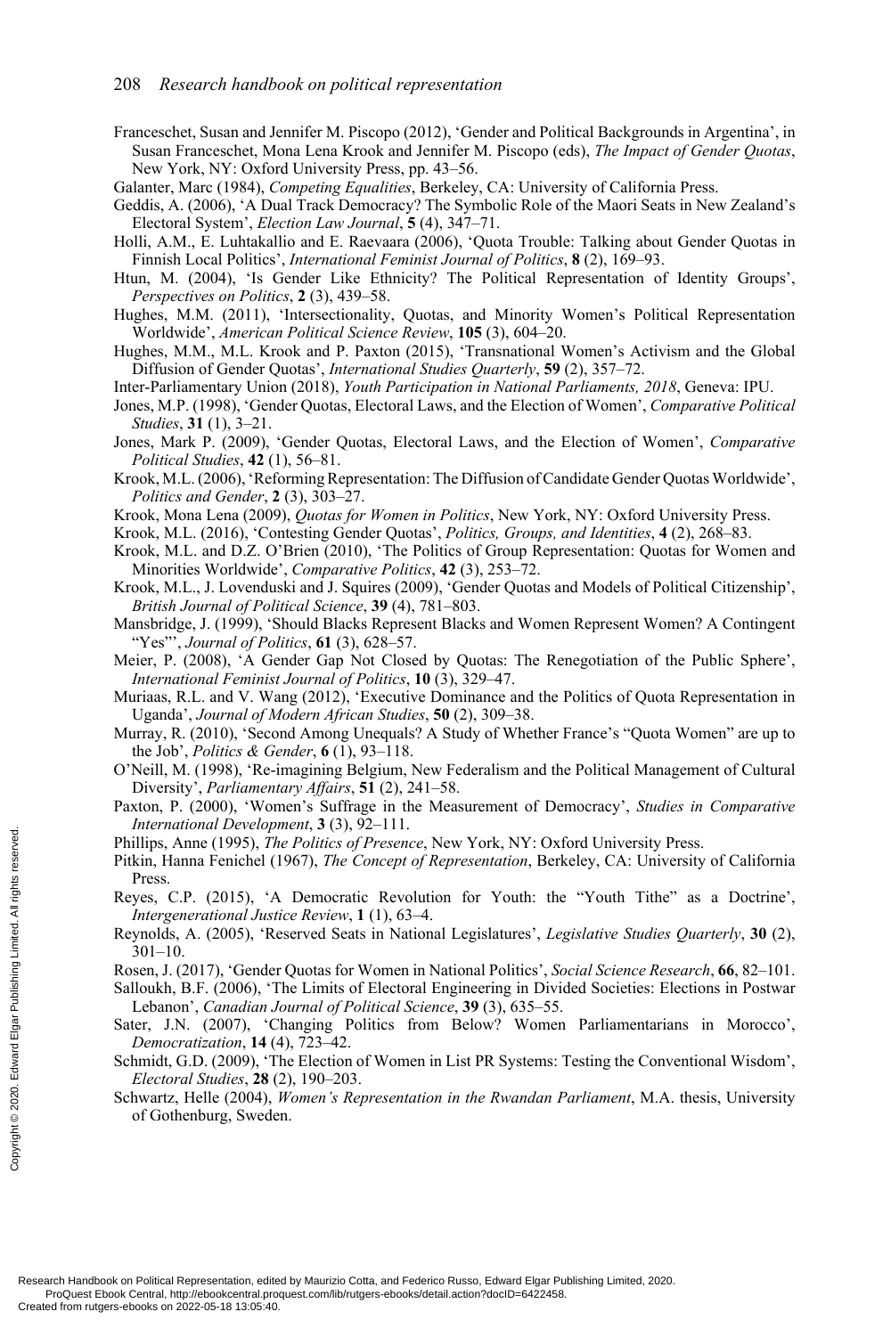Franceschet, Susan and Jennifer M. Piscopo (2012), 'Gender and Political Backgrounds in Argentina', in Susan Franceschet, Mona Lena Krook and Jennifer M. Piscopo (eds), *The Impact of Gender Quotas*, New York, NY: Oxford University Press, pp. 43–56.

Galanter, Marc (1984), *Competing Equalities*, Berkeley, CA: University of California Press.

Geddis, A. (2006), 'A Dual Track Democracy? The Symbolic Role of the Maori Seats in New Zealand's Electoral System', *Election Law Journal*, **5** (4), 347–71.

Holli, A.M., E. Luhtakallio and E. Raevaara (2006), 'Quota Trouble: Talking about Gender Quotas in Finnish Local Politics', *International Feminist Journal of Politics*, **8** (2), 169–93.

Htun, M. (2004), 'Is Gender Like Ethnicity? The Political Representation of Identity Groups', *Perspectives on Politics*, **2** (3), 439–58.

Hughes, M.M. (2011), 'Intersectionality, Quotas, and Minority Women's Political Representation Worldwide', *American Political Science Review*, **105** (3), 604–20.

Hughes, M.M., M.L. Krook and P. Paxton (2015), 'Transnational Women's Activism and the Global Diffusion of Gender Quotas', *International Studies Quarterly*, **59** (2), 357–72.

Inter-Parliamentary Union (2018), *Youth Participation in National Parliaments, 2018*, Geneva: IPU.

Jones, M.P. (1998), 'Gender Quotas, Electoral Laws, and the Election of Women', *Comparative Political Studies*, **31** (1), 3–21.

Jones, Mark P. (2009), 'Gender Quotas, Electoral Laws, and the Election of Women', *Comparative Political Studies*, **42** (1), 56–81.

Krook, M.L. (2006), 'Reforming Representation: The Diffusion of Candidate Gender Quotas Worldwide', *Politics and Gender*, **2** (3), 303–27.

Krook, Mona Lena (2009), *Quotas for Women in Politics*, New York, NY: Oxford University Press.

Krook, M.L. (2016), 'Contesting Gender Quotas', *Politics, Groups, and Identities*, **4** (2), 268–83.

Krook, M.L. and D.Z. O'Brien (2010), 'The Politics of Group Representation: Quotas for Women and Minorities Worldwide', *Comparative Politics*, **42** (3), 253–72.

Krook, M.L., J. Lovenduski and J. Squires (2009), 'Gender Quotas and Models of Political Citizenship', *British Journal of Political Science*, **39** (4), 781–803.

Mansbridge, J. (1999), 'Should Blacks Represent Blacks and Women Represent Women? A Contingent "Yes"', *Journal of Politics*, **61** (3), 628–57.

Meier, P. (2008), 'A Gender Gap Not Closed by Quotas: The Renegotiation of the Public Sphere', *International Feminist Journal of Politics*, **10** (3), 329–47.

Muriaas, R.L. and V. Wang (2012), 'Executive Dominance and the Politics of Quota Representation in Uganda', *Journal of Modern African Studies*, **50** (2), 309–38.

Murray, R. (2010), 'Second Among Unequals? A Study of Whether France's "Quota Women" are up to the Job', *Politics & Gender*, **6** (1), 93–118.

O'Neill, M. (1998), 'Re-imagining Belgium, New Federalism and the Political Management of Cultural Diversity', *Parliamentary Affairs*, **51** (2), 241–58.

Paxton, P. (2000), 'Women's Suffrage in the Measurement of Democracy', *Studies in Comparative International Development*, **3** (3), 92–111.

Phillips, Anne (1995), *The Politics of Presence*, New York, NY: Oxford University Press.

Pitkin, Hanna Fenichel (1967), *The Concept of Representation*, Berkeley, CA: University of California Press.

Reyes, C.P. (2015), 'A Democratic Revolution for Youth: the "Youth Tithe" as a Doctrine', *Intergenerational Justice Review*, **1** (1), 63–4.

Reynolds, A. (2005), 'Reserved Seats in National Legislatures', *Legislative Studies Quarterly*, **30** (2), 301–10.

Rosen, J. (2017), 'Gender Quotas for Women in National Politics', *Social Science Research*, **66**, 82–101.

Salloukh, B.F. (2006), 'The Limits of Electoral Engineering in Divided Societies: Elections in Postwar Lebanon', *Canadian Journal of Political Science*, **39** (3), 635–55.

Sater, J.N. (2007), 'Changing Politics from Below? Women Parliamentarians in Morocco', *Democratization*, **14** (4), 723–42.

Schmidt, G.D. (2009), 'The Election of Women in List PR Systems: Testing the Conventional Wisdom', *Electoral Studies*, **28** (2), 190–203.

Schwartz, Helle (2004), *Women's Representation in the Rwandan Parliament*, M.A. thesis, University of Gothenburg, Sweden.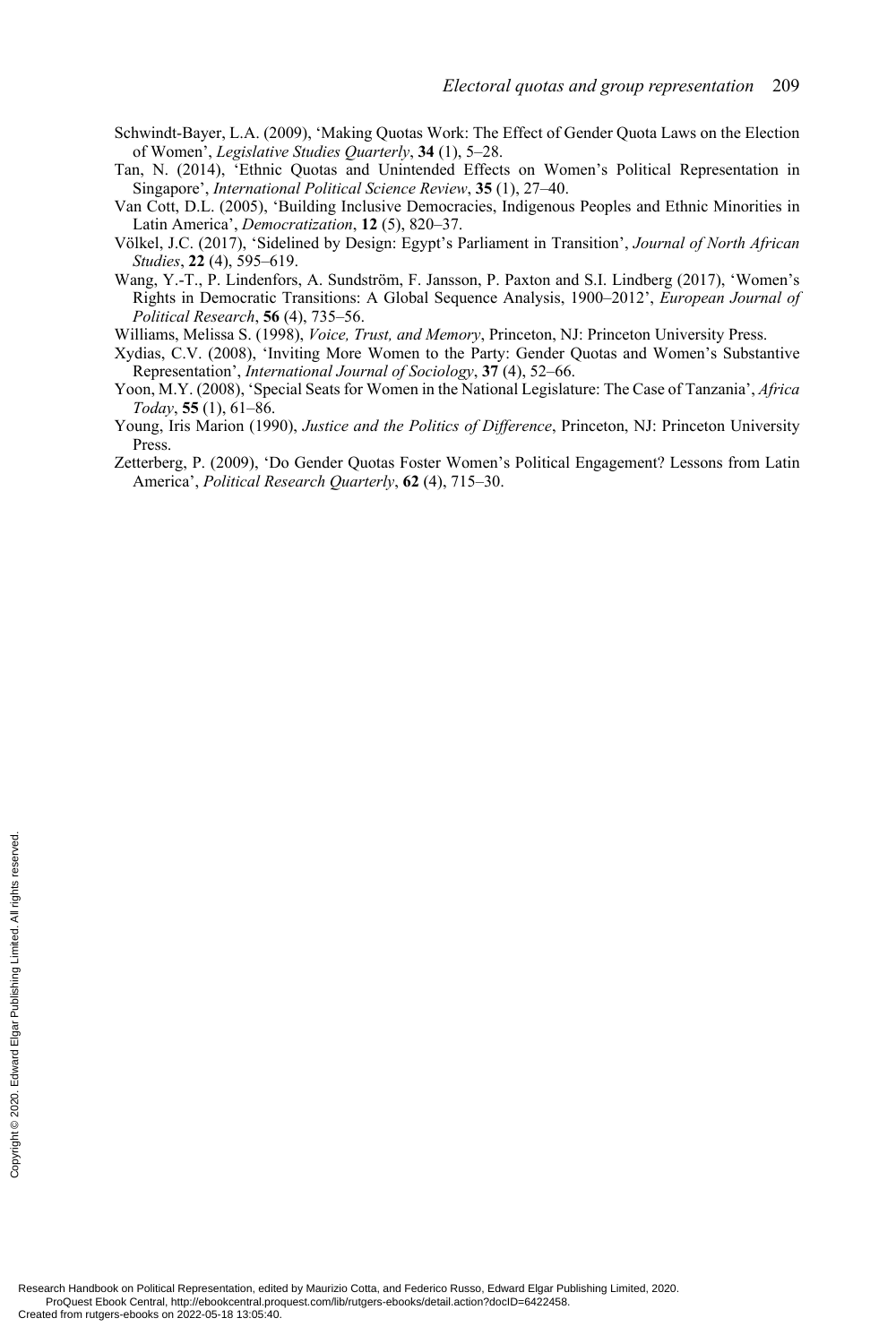Schwindt-Bayer, L.A. (2009), 'Making Quotas Work: The Effect of Gender Quota Laws on the Election of Women', *Legislative Studies Quarterly*, **34** (1), 5–28.

Tan, N. (2014), 'Ethnic Quotas and Unintended Effects on Women's Political Representation in Singapore', *International Political Science Review*, **35** (1), 27–40.

Van Cott, D.L. (2005), 'Building Inclusive Democracies, Indigenous Peoples and Ethnic Minorities in Latin America', *Democratization*, **12** (5), 820–37.

Völkel, J.C. (2017), 'Sidelined by Design: Egypt's Parliament in Transition', *Journal of North African Studies*, **22** (4), 595–619.

Wang, Y.-T., P. Lindenfors, A. Sundström, F. Jansson, P. Paxton and S.I. Lindberg (2017), 'Women's Rights in Democratic Transitions: A Global Sequence Analysis, 1900–2012', *European Journal of Political Research*, **56** (4), 735–56.

Williams, Melissa S. (1998), *Voice, Trust, and Memory*, Princeton, NJ: Princeton University Press.

Xydias, C.V. (2008), 'Inviting More Women to the Party: Gender Quotas and Women's Substantive Representation', *International Journal of Sociology*, **37** (4), 52–66.

Yoon, M.Y. (2008), 'Special Seats for Women in the National Legislature: The Case of Tanzania', *Africa Today*, **55** (1), 61–86.

Young, Iris Marion (1990), *Justice and the Politics of Difference*, Princeton, NJ: Princeton University Press.

Zetterberg, P. (2009), 'Do Gender Quotas Foster Women's Political Engagement? Lessons from Latin America', *Political Research Quarterly*, **62** (4), 715–30.